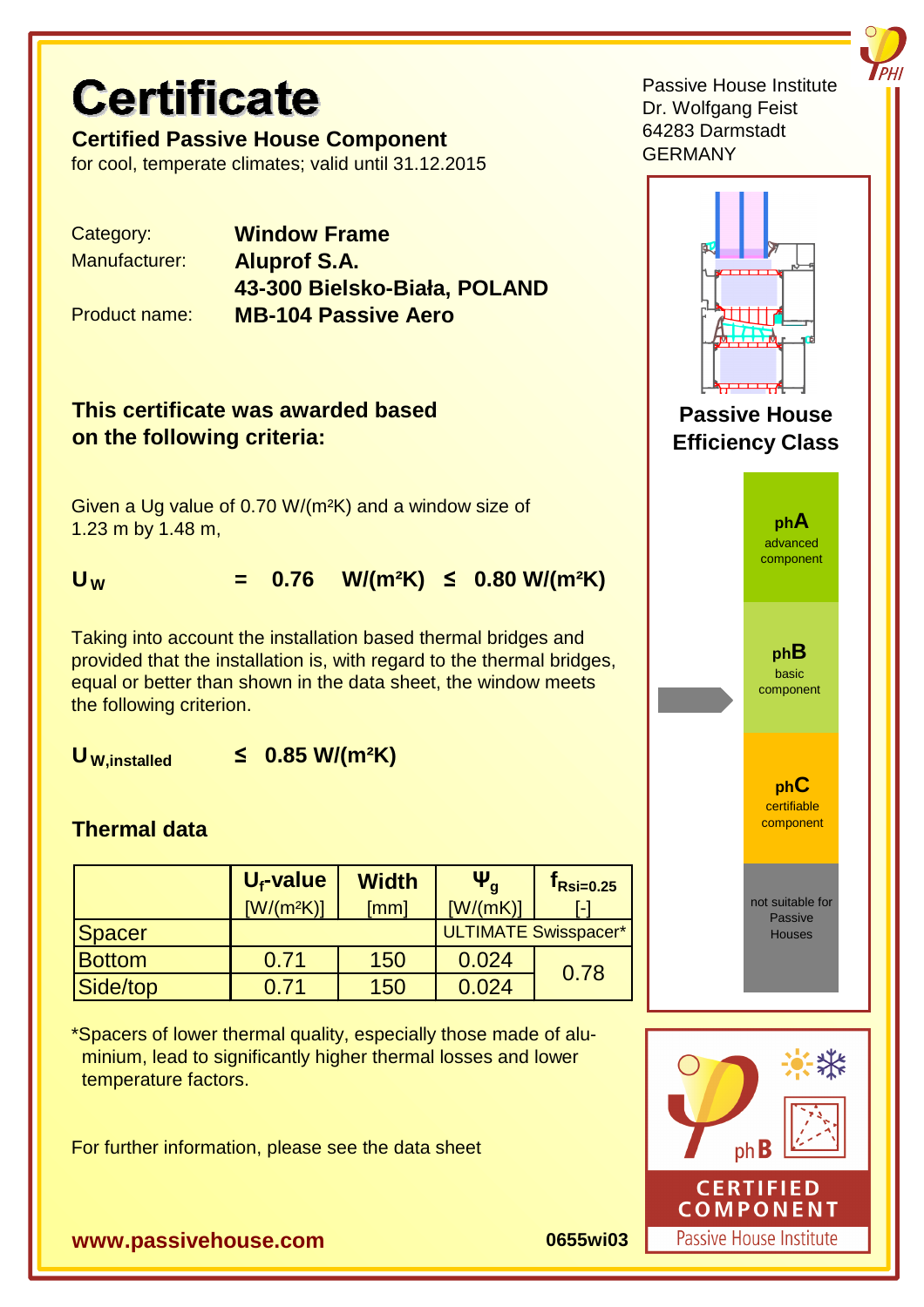# Certificate

**Certified Passive House Component**
for cool, temperate climates; valid until 31.12.2015

Passive House Institute
Dr. Wolfgang Feist
64283 Darmstadt
GERMANY

| | |
|---|---|
| Category: | **Window Frame** |
| Manufacturer: | **Aluprof S.A.** |
| | **43-300 Bielsko-Biała, POLAND** |
| Product name: | **MB-104 Passive Aero** |

**This certificate was awarded based on the following criteria:**

Given a Ug value of 0.70 W/(m²K) and a window size of 1.23 m by 1.48 m,

$U_W$ **= 0.76 W/(m²K) ≤ 0.80 W/(m²K)**

Taking into account the installation based thermal bridges and provided that the installation is, with regard to the thermal bridges, equal or better than shown in the data sheet, the window meets the following criterion.

$U_{W,installed}$ **≤ 0.85 W/(m²K)**

## Thermal data

| | $U_f$-value [W/(m²K)] | Width [mm] | $\Psi_g$ [W/(mK)] | $f_{Rsi=0.25}$ [-] |
|---|---|---|---|---|
| Spacer | | | ULTIMATE Swisspacer* | |
| Bottom | 0.71 | 150 | 0.024 | 0.78 |
| Side/top | 0.71 | 150 | 0.024 | |

*Spacers of lower thermal quality, especially those made of aluminium, lead to significantly higher thermal losses and lower temperature factors.

For further information, please see the data sheet

**Passive House Efficiency Class**

**phA** advanced component

**phB** basic component

**phC** certifiable component

not suitable for Passive Houses

ph B

CERTIFIED COMPONENT

Passive House Institute

**www.passivehouse.com** **0655wi03**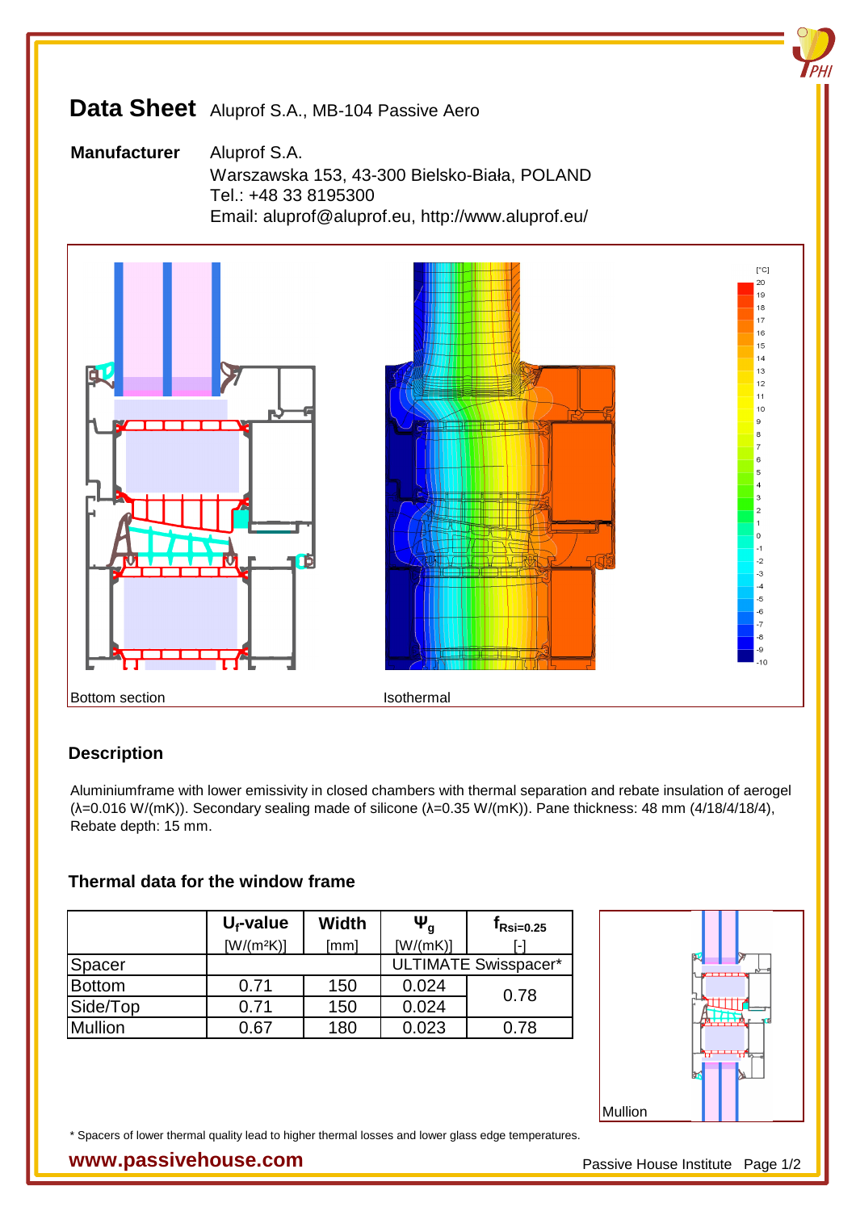# Data Sheet Aluprof S.A., MB-104 Passive Aero

**Manufacturer** Aluprof S.A.
Warszawska 153, 43-300 Bielsko-Biała, POLAND
Tel.: +48 33 8195300
Email: aluprof@aluprof.eu, http://www.aluprof.eu/

[°C]
20
19
18
17
16
15
14
13
12
11
10
9
8
7
6
5
4
3
2
1
0
-1
-2
-3
-4
-5
-6
-7
-8
-9
-10

Bottom section

Isothermal

## Description

Aluminiumframe with lower emissivity in closed chambers with thermal separation and rebate insulation of aerogel (λ=0.016 W/(mK)). Secondary sealing made of silicone (λ=0.35 W/(mK)). Pane thickness: 48 mm (4/18/4/18/4), Rebate depth: 15 mm.

## Thermal data for the window frame

| | $U_f$-value [W/(m²K)] | Width [mm] | $\Psi_g$ [W/(mK)] | $f_{Rsi=0.25}$ [-] |
|---|---|---|---|---|
| Spacer | | | ULTIMATE Swisspacer* | |
| Bottom | 0.71 | 150 | 0.024 | 0.78 |
| Side/Top | 0.71 | 150 | 0.024 | |
| Mullion | 0.67 | 180 | 0.023 | 0.78 |

Mullion

* Spacers of lower thermal quality lead to higher thermal losses and lower glass edge temperatures.

www.passivehouse.com

Passive House Institute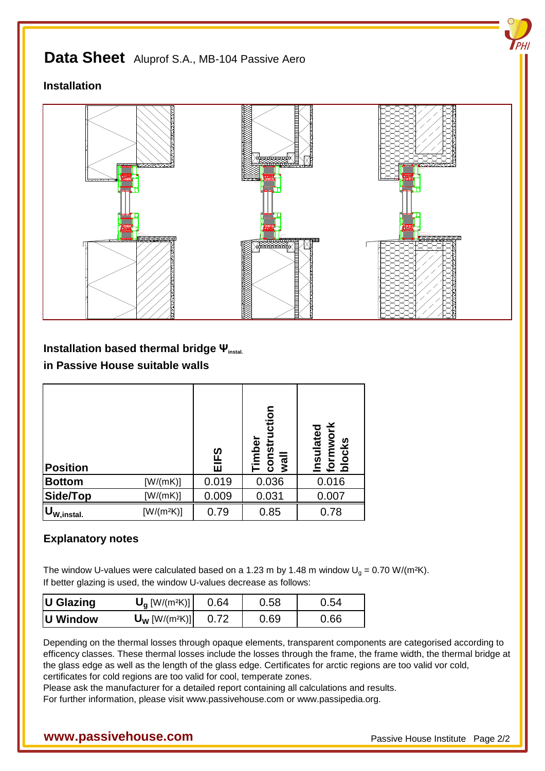# Data Sheet Aluprof S.A., MB-104 Passive Aero

## Installation

## Installation based thermal bridge $\Psi_{instal.}$ in Passive House suitable walls

| Position | | EIFS | Timber construction wall | Insulated formwork blocks |
|---|---|---|---|---|
| **Bottom** | [W/(mK)] | 0.019 | 0.036 | 0.016 |
| **Side/Top** | [W/(mK)] | 0.009 | 0.031 | 0.007 |
| $U_{W,instal.}$ | [W/(m²K)] | 0.79 | 0.85 | 0.78 |

## Explanatory notes

The window U-values were calculated based on a 1.23 m by 1.48 m window $U_g$ = 0.70 W/(m²K).
If better glazing is used, the window U-values decrease as follows:

| | | | | |
|---|---|---|---|---|
| **U Glazing** | $U_g$ [W/(m²K)] | 0.64 | 0.58 | 0.54 |
| **U Window** | $U_W$ [W/(m²K)] | 0.72 | 0.69 | 0.66 |

Depending on the thermal losses through opaque elements, transparent components are categorised according to efficency classes. These thermal losses include the losses through the frame, the frame width, the thermal bridge at the glass edge as well as the length of the glass edge. Certificates for arctic regions are too valid vor cold, certificates for cold regions are too valid for cool, temperate zones.
Please ask the manufacturer for a detailed report containing all calculations and results.
For further information, please visit www.passivehouse.com or www.passipedia.org.

**www.passivehouse.com**

Passive House Institute